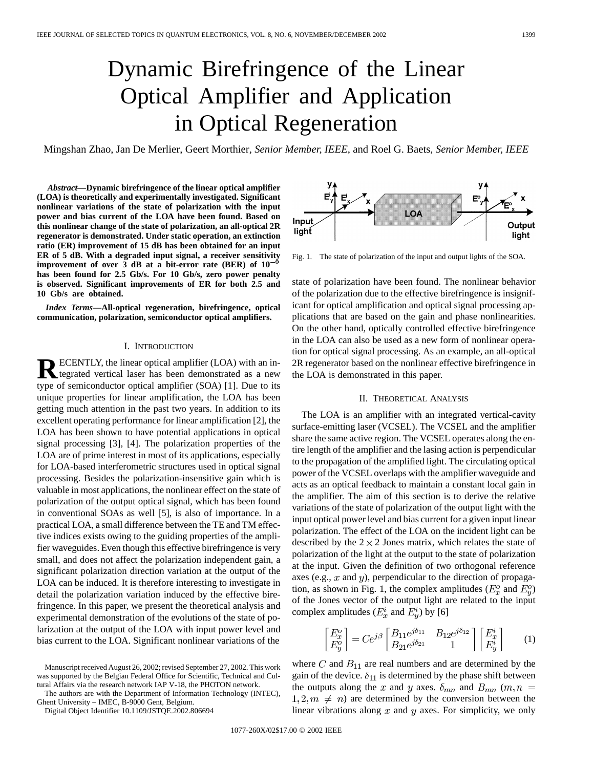# Dynamic Birefringence of the Linear Optical Amplifier and Application in Optical Regeneration

Mingshan Zhao, Jan De Merlier, Geert Morthier, *Senior Member, IEEE*, and Roel G. Baets, *Senior Member, IEEE*

***Abstract*—Dynamic birefringence of the linear optical amplifier (LOA) is theoretically and experimentally investigated. Significant nonlinear variations of the state of polarization with the input power and bias current of the LOA have been found. Based on this nonlinear change of the state of polarization, an all-optical 2R regenerator is demonstrated. Under static operation, an extinction ratio (ER) improvement of 15 dB has been obtained for an input ER of 5 dB. With a degraded input signal, a receiver sensitivity improvement of over 3 dB at a bit-error rate (BER) of $10^{-9}$ has been found for 2.5 Gb/s. For 10 Gb/s, zero power penalty is observed. Significant improvements of ER for both 2.5 and 10 Gb/s are obtained.**

***Index Terms*—All-optical regeneration, birefringence, optical communication, polarization, semiconductor optical amplifiers.**

## I. Introduction

Recently, the linear optical amplifier (LOA) with an integrated vertical laser has been demonstrated as a new type of semiconductor optical amplifier (SOA) [1]. Due to its unique properties for linear amplification, the LOA has been getting much attention in the past two years. In addition to its excellent operating performance for linear amplification [2], the LOA has been shown to have potential applications in optical signal processing [3], [4]. The polarization properties of the LOA are of prime interest in most of its applications, especially for LOA-based interferometric structures used in optical signal processing. Besides the polarization-insensitive gain which is valuable in most applications, the nonlinear effect on the state of polarization of the output optical signal, which has been found in conventional SOAs as well [5], is also of importance. In a practical LOA, a small difference between the TE and TM effective indices exists owing to the guiding properties of the amplifier waveguides. Even though this effective birefringence is very small, and does not affect the polarization independent gain, a significant polarization direction variation at the output of the LOA can be induced. It is therefore interesting to investigate in detail the polarization variation induced by the effective birefringence. In this paper, we present the theoretical analysis and experimental demonstration of the evolutions of the state of polarization at the output of the LOA with input power level and bias current to the LOA. Significant nonlinear variations of the state of polarization have been found. The nonlinear behavior of the polarization due to the effective birefringence is insignificant for optical amplification and optical signal processing applications that are based on the gain and phase nonlinearities. On the other hand, optically controlled effective birefringence in the LOA can also be used as a new form of nonlinear operation for optical signal processing. As an example, an all-optical 2R regenerator based on the nonlinear effective birefringence in the LOA is demonstrated in this paper.

Manuscript received August 26, 2002; revised September 27, 2002. This work was supported by the Belgian Federal Office for Scientific, Technical and Cultural Affairs via the research network IAP V-18, the PHOTON network.

The authors are with the Department of Information Technology (INTEC), Ghent University – IMEC, B-9000 Gent, Belgium.

Digital Object Identifier 10.1109/JSTQE.2002.806694

Fig. 1. The state of polarization of the input and output lights of the SOA.

## II. Theoretical Analysis

The LOA is an amplifier with an integrated vertical-cavity surface-emitting laser (VCSEL). The VCSEL and the amplifier share the same active region. The VCSEL operates along the entire length of the amplifier and the lasing action is perpendicular to the propagation of the amplified light. The circulating optical power of the VCSEL overlaps with the amplifier waveguide and acts as an optical feedback to maintain a constant local gain in the amplifier. The aim of this section is to derive the relative variations of the state of polarization of the output light with the input optical power level and bias current for a given input linear polarization. The effect of the LOA on the incident light can be described by the $2 \times 2$ Jones matrix, which relates the state of polarization of the light at the output to the state of polarization at the input. Given the definition of two orthogonal reference axes (e.g., $x$ and $y$), perpendicular to the direction of propagation, as shown in Fig. 1, the complex amplitudes ($E_x^o$ and $E_y^o$) of the Jones vector of the output light are related to the input complex amplitudes ($E_x^i$ and $E_y^i$) by [6]

$$\begin{bmatrix} E_x^o \\ E_y^o \end{bmatrix} = Ce^{j\beta} \begin{bmatrix} B_{11}e^{j\delta_{11}} & B_{12}e^{j\delta_{12}} \\ B_{21}e^{j\delta_{21}} & 1 \end{bmatrix} \begin{bmatrix} E_x^i \\ E_y^i \end{bmatrix} \tag{1}$$

where $C$ and $B_{11}$ are real numbers and are determined by the gain of the device. $\delta_{11}$ is determined by the phase shift between the outputs along the $x$ and $y$ axes. $\delta_{mn}$ and $B_{mn}$ ($m, n = 1, 2, m \neq n$) are determined by the conversion between the linear vibrations along $x$ and $y$ axes. For simplicity, we only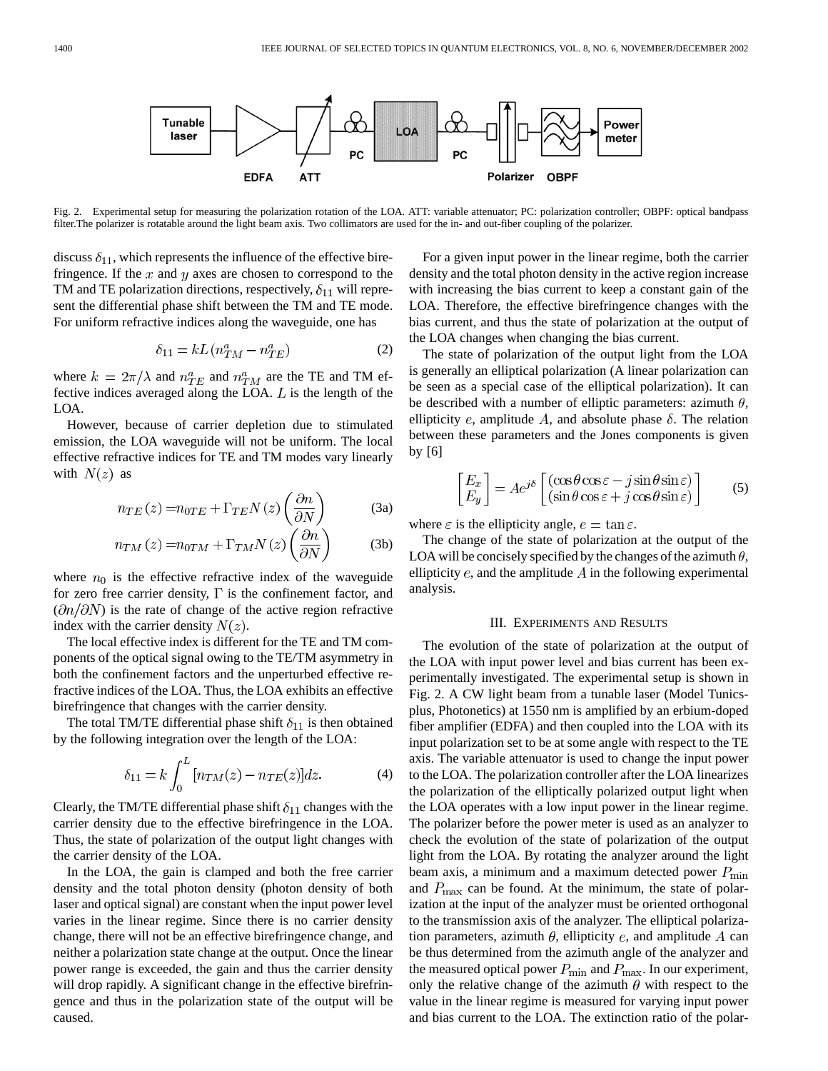Fig. 2. Experimental setup for measuring the polarization rotation of the LOA. ATT: variable attenuator; PC: polarization controller; OBPF: optical bandpass filter.The polarizer is rotatable around the light beam axis. Two collimators are used for the in- and out-fiber coupling of the polarizer.

discuss $\delta_{11}$, which represents the influence of the effective birefringence. If the $x$ and $y$ axes are chosen to correspond to the TM and TE polarization directions, respectively, $\delta_{11}$ will represent the differential phase shift between the TM and TE mode. For uniform refractive indices along the waveguide, one has

$$\delta_{11} = kL(n_{TM}^a - n_{TE}^a) \tag{2}$$

where $k = 2\pi/\lambda$ and $n_{TE}^a$ and $n_{TM}^a$ are the TE and TM effective indices averaged along the LOA. $L$ is the length of the LOA.

However, because of carrier depletion due to stimulated emission, the LOA waveguide will not be uniform. The local effective refractive indices for TE and TM modes vary linearly with $N(z)$ as

$$n_{TE}(z) = n_{0TE} + \Gamma_{TE} N(z) \left(\frac{\partial n}{\partial N}\right) \tag{3a}$$

$$n_{TM}(z) = n_{0TM} + \Gamma_{TM} N(z) \left(\frac{\partial n}{\partial N}\right) \tag{3b}$$

where $n_0$ is the effective refractive index of the waveguide for zero free carrier density, $\Gamma$ is the confinement factor, and $(\partial n/\partial N)$ is the rate of change of the active region refractive index with the carrier density $N(z)$.

The local effective index is different for the TE and TM components of the optical signal owing to the TE/TM asymmetry in both the confinement factors and the unperturbed effective refractive indices of the LOA. Thus, the LOA exhibits an effective birefringence that changes with the carrier density.

The total TM/TE differential phase shift $\delta_{11}$ is then obtained by the following integration over the length of the LOA:

$$\delta_{11} = k \int_0^L [n_{TM}(z) - n_{TE}(z)] dz. \tag{4}$$

Clearly, the TM/TE differential phase shift $\delta_{11}$ changes with the carrier density due to the effective birefringence in the LOA. Thus, the state of polarization of the output light changes with the carrier density of the LOA.

In the LOA, the gain is clamped and both the free carrier density and the total photon density (photon density of both laser and optical signal) are constant when the input power level varies in the linear regime. Since there is no carrier density change, there will not be an effective birefringence change, and neither a polarization state change at the output. Once the linear power range is exceeded, the gain and thus the carrier density will drop rapidly. A significant change in the effective birefringence and thus in the polarization state of the output will be caused.

For a given input power in the linear regime, both the carrier density and the total photon density in the active region increase with increasing the bias current to keep a constant gain of the LOA. Therefore, the effective birefringence changes with the bias current, and thus the state of polarization at the output of the LOA changes when changing the bias current.

The state of polarization of the output light from the LOA is generally an elliptical polarization (A linear polarization can be seen as a special case of the elliptical polarization). It can be described with a number of elliptic parameters: azimuth $\theta$, ellipticity $e$, amplitude $A$, and absolute phase $\delta$. The relation between these parameters and the Jones components is given by [6]

$$\begin{bmatrix} E_x \\ E_y \end{bmatrix} = Ae^{j\delta} \begin{bmatrix} (\cos\theta\cos\varepsilon - j\sin\theta\sin\varepsilon) \\ (\sin\theta\cos\varepsilon + j\cos\theta\sin\varepsilon) \end{bmatrix} \tag{5}$$

where $\varepsilon$ is the ellipticity angle, $e = \tan\varepsilon$.

The change of the state of polarization at the output of the LOA will be concisely specified by the changes of the azimuth $\theta$, ellipticity $e$, and the amplitude $A$ in the following experimental analysis.

## III. Experiments and Results

The evolution of the state of polarization at the output of the LOA with input power level and bias current has been experimentally investigated. The experimental setup is shown in Fig. 2. A CW light beam from a tunable laser (Model Tunics-plus, Photonetics) at 1550 nm is amplified by an erbium-doped fiber amplifier (EDFA) and then coupled into the LOA with its input polarization set to be at some angle with respect to the TE axis. The variable attenuator is used to change the input power to the LOA. The polarization controller after the LOA linearizes the polarization of the elliptically polarized output light when the LOA operates with a low input power in the linear regime. The polarizer before the power meter is used as an analyzer to check the evolution of the state of polarization of the output light from the LOA. By rotating the analyzer around the light beam axis, a minimum and a maximum detected power $P_{\min}$ and $P_{\max}$ can be found. At the minimum, the state of polarization at the input of the analyzer must be oriented orthogonal to the transmission axis of the analyzer. The elliptical polarization parameters, azimuth $\theta$, ellipticity $e$, and amplitude $A$ can be thus determined from the azimuth angle of the analyzer and the measured optical power $P_{\min}$ and $P_{\max}$. In our experiment, only the relative change of the azimuth $\theta$ with respect to the value in the linear regime is measured for varying input power and bias current to the LOA. The extinction ratio of the polar-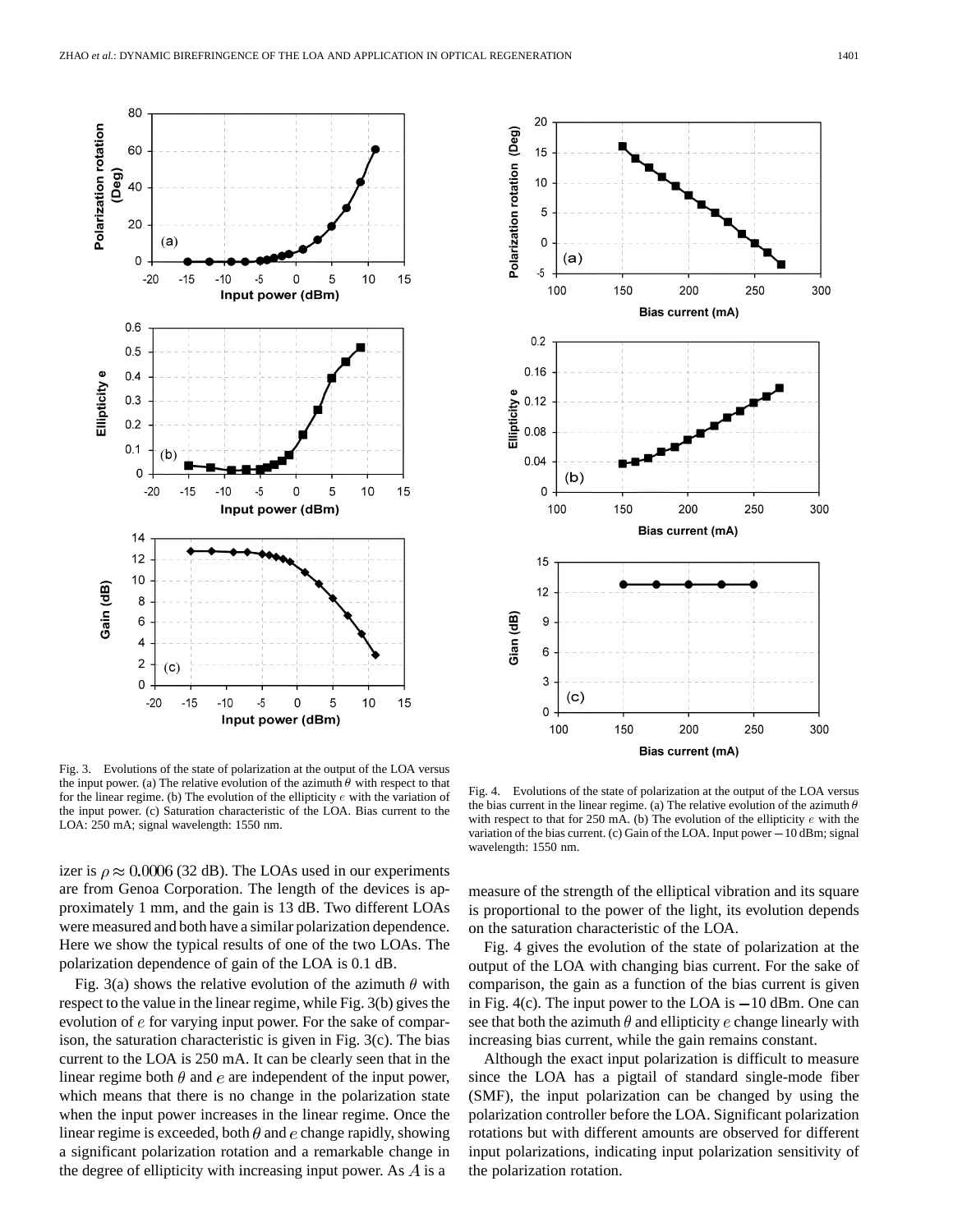Fig. 3. Evolutions of the state of polarization at the output of the LOA versus the input power. (a) The relative evolution of the azimuth $\theta$ with respect to that for the linear regime. (b) The evolution of the ellipticity $e$ with the variation of the input power. (c) Saturation characteristic of the LOA. Bias current to the LOA: 250 mA; signal wavelength: 1550 nm.

Fig. 4. Evolutions of the state of polarization at the output of the LOA versus the bias current in the linear regime. (a) The relative evolution of the azimuth $\theta$ with respect to that for 250 mA. (b) The evolution of the ellipticity $e$ with the variation of the bias current. (c) Gain of the LOA. Input power −10 dBm; signal wavelength: 1550 nm.

izer is $\rho \approx 0.0006$ (32 dB). The LOAs used in our experiments are from Genoa Corporation. The length of the devices is approximately 1 mm, and the gain is 13 dB. Two different LOAs were measured and both have a similar polarization dependence. Here we show the typical results of one of the two LOAs. The polarization dependence of gain of the LOA is 0.1 dB.

Fig. 3(a) shows the relative evolution of the azimuth $\theta$ with respect to the value in the linear regime, while Fig. 3(b) gives the evolution of $e$ for varying input power. For the sake of comparison, the saturation characteristic is given in Fig. 3(c). The bias current to the LOA is 250 mA. It can be clearly seen that in the linear regime both $\theta$ and $e$ are independent of the input power, which means that there is no change in the polarization state when the input power increases in the linear regime. Once the linear regime is exceeded, both $\theta$ and $e$ change rapidly, showing a significant polarization rotation and a remarkable change in the degree of ellipticity with increasing input power. As $A$ is a measure of the strength of the elliptical vibration and its square is proportional to the power of the light, its evolution depends on the saturation characteristic of the LOA.

Fig. 4 gives the evolution of the state of polarization at the output of the LOA with changing bias current. For the sake of comparison, the gain as a function of the bias current is given in Fig. 4(c). The input power to the LOA is −10 dBm. One can see that both the azimuth $\theta$ and ellipticity $e$ change linearly with increasing bias current, while the gain remains constant.

Although the exact input polarization is difficult to measure since the LOA has a pigtail of standard single-mode fiber (SMF), the input polarization can be changed by using the polarization controller before the LOA. Significant polarization rotations but with different amounts are observed for different input polarizations, indicating input polarization sensitivity of the polarization rotation.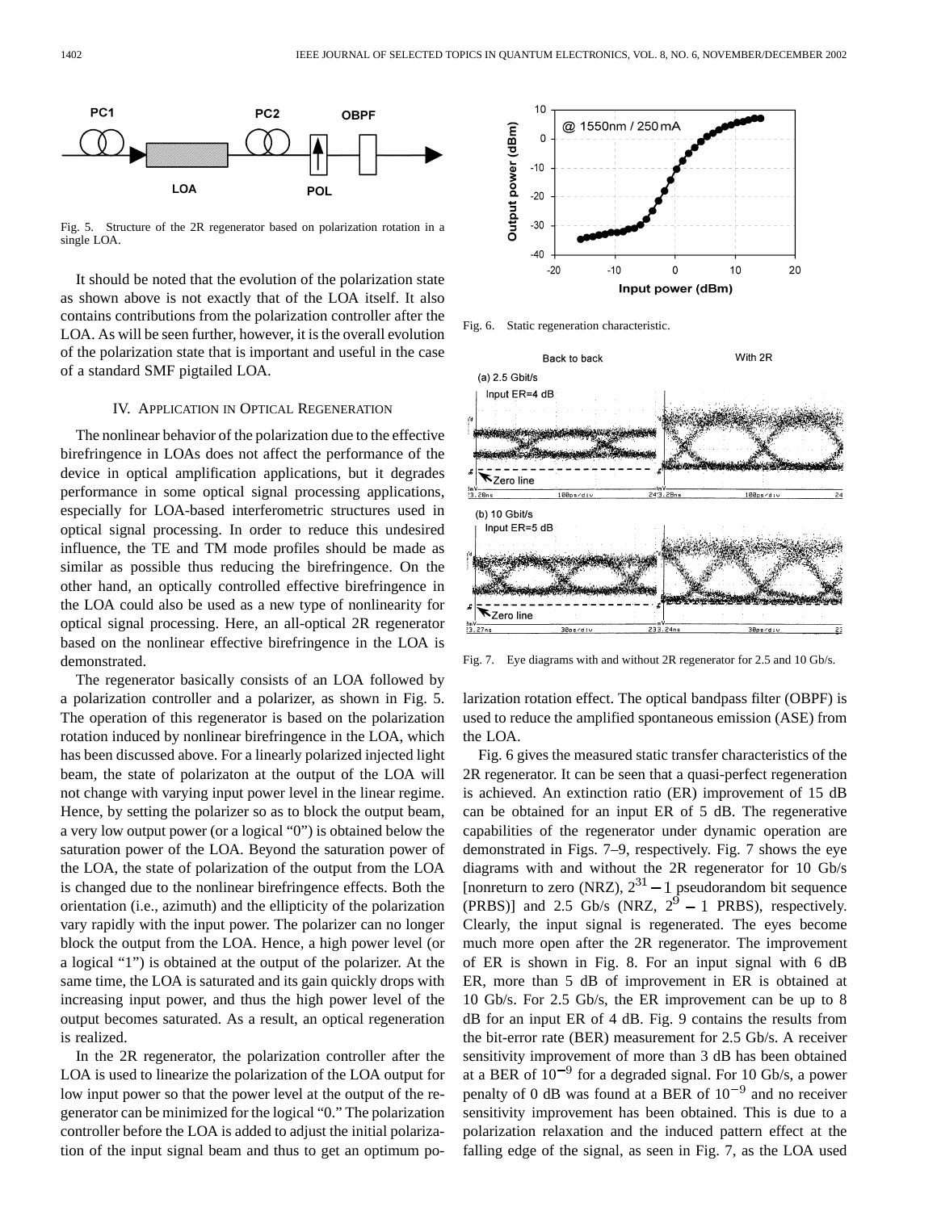PC1

PC2

OBPF

LOA

POL

Fig. 5. Structure of the 2R regenerator based on polarization rotation in a single LOA.

It should be noted that the evolution of the polarization state as shown above is not exactly that of the LOA itself. It also contains contributions from the polarization controller after the LOA. As will be seen further, however, it is the overall evolution of the polarization state that is important and useful in the case of a standard SMF pigtailed LOA.

## IV. Application in Optical Regeneration

The nonlinear behavior of the polarization due to the effective birefringence in LOAs does not affect the performance of the device in optical amplification applications, but it degrades performance in some optical signal processing applications, especially for LOA-based interferometric structures used in optical signal processing. In order to reduce this undesired influence, the TE and TM mode profiles should be made as similar as possible thus reducing the birefringence. On the other hand, an optically controlled effective birefringence in the LOA could also be used as a new type of nonlinearity for optical signal processing. Here, an all-optical 2R regenerator based on the nonlinear effective birefringence in the LOA is demonstrated.

The regenerator basically consists of an LOA followed by a polarization controller and a polarizer, as shown in Fig. 5. The operation of this regenerator is based on the polarization rotation induced by nonlinear birefringence in the LOA, which has been discussed above. For a linearly polarized injected light beam, the state of polarizaton at the output of the LOA will not change with varying input power level in the linear regime. Hence, by setting the polarizer so as to block the output beam, a very low output power (or a logical "0") is obtained below the saturation power of the LOA. Beyond the saturation power of the LOA, the state of polarization of the output from the LOA is changed due to the nonlinear birefringence effects. Both the orientation (i.e., azimuth) and the ellipticity of the polarization vary rapidly with the input power. The polarizer can no longer block the output from the LOA. Hence, a high power level (or a logical "1") is obtained at the output of the polarizer. At the same time, the LOA is saturated and its gain quickly drops with increasing input power, and thus the high power level of the output becomes saturated. As a result, an optical regeneration is realized.

In the 2R regenerator, the polarization controller after the LOA is used to linearize the polarization of the LOA output for low input power so that the power level at the output of the regenerator can be minimized for the logical "0." The polarization controller before the LOA is added to adjust the initial polarization of the input signal beam and thus to get an optimum polarization rotation effect. The optical bandpass filter (OBPF) is used to reduce the amplified spontaneous emission (ASE) from the LOA.

@ 1550nm / 250mA

Output power (dBm)

10
0
-10
-20
-30
-40

Input power (dBm)

-20
-10
0
10
20

Fig. 6. Static regeneration characteristic.

Back to back

With 2R

(a) 2.5 Gbit/s

Input ER=4 dB

Zero line

(b) 10 Gbit/s

Input ER=5 dB

Zero line

Fig. 7. Eye diagrams with and without 2R regenerator for 2.5 and 10 Gb/s.

Fig. 6 gives the measured static transfer characteristics of the 2R regenerator. It can be seen that a quasi-perfect regeneration is achieved. An extinction ratio (ER) improvement of 15 dB can be obtained for an input ER of 5 dB. The regenerative capabilities of the regenerator under dynamic operation are demonstrated in Figs. 7–9, respectively. Fig. 7 shows the eye diagrams with and without the 2R regenerator for 10 Gb/s [nonreturn to zero (NRZ), $2^{31}-1$ pseudorandom bit sequence (PRBS)] and 2.5 Gb/s (NRZ, $2^9-1$ PRBS), respectively. Clearly, the input signal is regenerated. The eyes become much more open after the 2R regenerator. The improvement of ER is shown in Fig. 8. For an input signal with 6 dB ER, more than 5 dB of improvement in ER is obtained at 10 Gb/s. For 2.5 Gb/s, the ER improvement can be up to 8 dB for an input ER of 4 dB. Fig. 9 contains the results from the bit-error rate (BER) measurement for 2.5 Gb/s. A receiver sensitivity improvement of more than 3 dB has been obtained at a BER of $10^{-9}$ for a degraded signal. For 10 Gb/s, a power penalty of 0 dB was found at a BER of $10^{-9}$ and no receiver sensitivity improvement has been obtained. This is due to a polarization relaxation and the induced pattern effect at the falling edge of the signal, as seen in Fig. 7, as the LOA used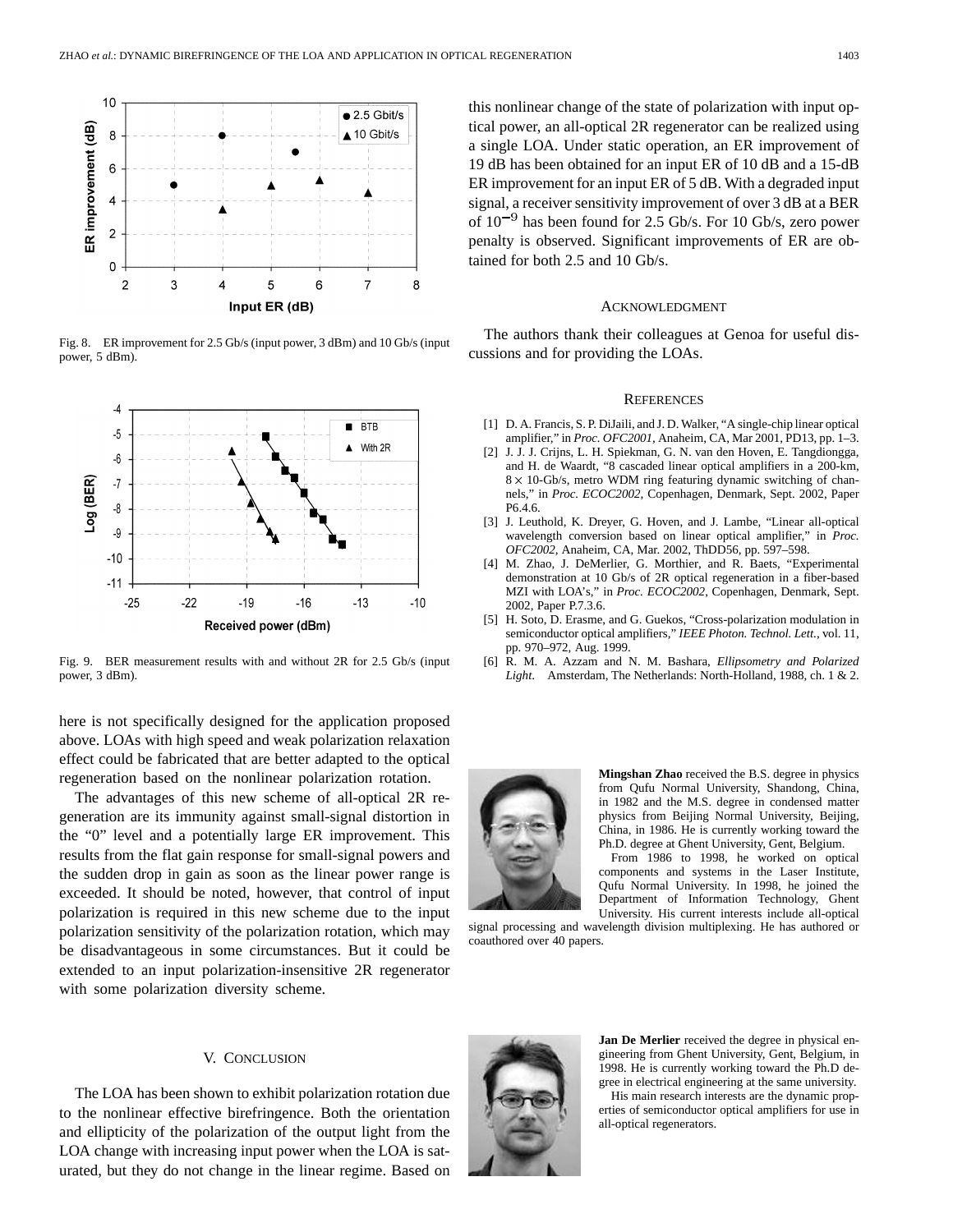Fig. 8. ER improvement for 2.5 Gb/s (input power, 3 dBm) and 10 Gb/s (input power, 5 dBm).

Fig. 9. BER measurement results with and without 2R for 2.5 Gb/s (input power, 3 dBm).

here is not specifically designed for the application proposed above. LOAs with high speed and weak polarization relaxation effect could be fabricated that are better adapted to the optical regeneration based on the nonlinear polarization rotation.

The advantages of this new scheme of all-optical 2R regeneration are its immunity against small-signal distortion in the "0" level and a potentially large ER improvement. This results from the flat gain response for small-signal powers and the sudden drop in gain as soon as the linear power range is exceeded. It should be noted, however, that control of input polarization is required in this new scheme due to the input polarization sensitivity of the polarization rotation, which may be disadvantageous in some circumstances. But it could be extended to an input polarization-insensitive 2R regenerator with some polarization diversity scheme.

## V. Conclusion

The LOA has been shown to exhibit polarization rotation due to the nonlinear effective birefringence. Both the orientation and ellipticity of the polarization of the output light from the LOA change with increasing input power when the LOA is saturated, but they do not change in the linear regime. Based on this nonlinear change of the state of polarization with input optical power, an all-optical 2R regenerator can be realized using a single LOA. Under static operation, an ER improvement of 19 dB has been obtained for an input ER of 10 dB and a 15-dB ER improvement for an input ER of 5 dB. With a degraded input signal, a receiver sensitivity improvement of over 3 dB at a BER of $10^{-9}$ has been found for 2.5 Gb/s. For 10 Gb/s, zero power penalty is observed. Significant improvements of ER are obtained for both 2.5 and 10 Gb/s.

## Acknowledgment

The authors thank their colleagues at Genoa for useful discussions and for providing the LOAs.

## References

[1] D. A. Francis, S. P. DiJaili, and J. D. Walker, "A single-chip linear optical amplifier," in *Proc. OFC2001*, Anaheim, CA, Mar 2001, PD13, pp. 1–3.

[2] J. J. J. Crijns, L. H. Spiekman, G. N. van den Hoven, E. Tangdiongga, and H. de Waardt, "8 cascaded linear optical amplifiers in a 200-km, $8 \times$ 10-Gb/s, metro WDM ring featuring dynamic switching of channels," in *Proc. ECOC2002*, Copenhagen, Denmark, Sept. 2002, Paper P6.4.6.

[3] J. Leuthold, K. Dreyer, G. Hoven, and J. Lambe, "Linear all-optical wavelength conversion based on linear optical amplifier," in *Proc. OFC2002*, Anaheim, CA, Mar. 2002, ThDD56, pp. 597–598.

[4] M. Zhao, J. DeMerlier, G. Morthier, and R. Baets, "Experimental demonstration at 10 Gb/s of 2R optical regeneration in a fiber-based MZI with LOA's," in *Proc. ECOC2002*, Copenhagen, Denmark, Sept. 2002, Paper P.7.3.6.

[5] H. Soto, D. Erasme, and G. Guekos, "Cross-polarization modulation in semiconductor optical amplifiers," *IEEE Photon. Technol. Lett.*, vol. 11, pp. 970–972, Aug. 1999.

[6] R. M. A. Azzam and N. M. Bashara, *Ellipsometry and Polarized Light*. Amsterdam, The Netherlands: North-Holland, 1988, ch. 1 & 2.

**Mingshan Zhao** received the B.S. degree in physics from Qufu Normal University, Shandong, China, in 1982 and the M.S. degree in condensed matter physics from Beijing Normal University, Beijing, China, in 1986. He is currently working toward the Ph.D. degree at Ghent University, Gent, Belgium.

From 1986 to 1998, he worked on optical components and systems in the Laser Institute, Qufu Normal University. In 1998, he joined the Department of Information Technology, Ghent University. His current interests include all-optical signal processing and wavelength division multiplexing. He has authored or coauthored over 40 papers.

**Jan De Merlier** received the degree in physical engineering from Ghent University, Gent, Belgium, in 1998. He is currently working toward the Ph.D degree in electrical engineering at the same university.

His main research interests are the dynamic properties of semiconductor optical amplifiers for use in all-optical regenerators.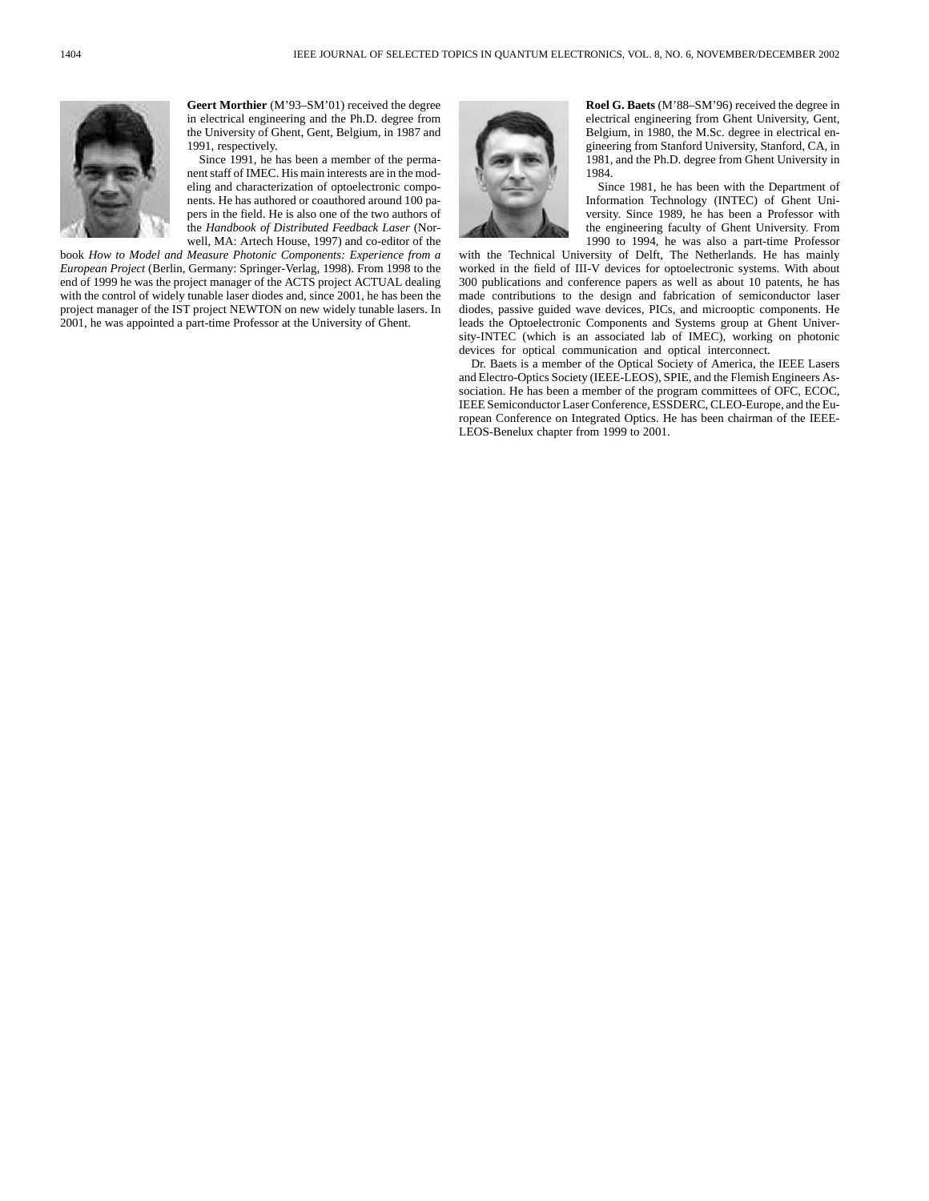**Geert Morthier** (M'93–SM'01) received the degree in electrical engineering and the Ph.D. degree from the University of Ghent, Gent, Belgium, in 1987 and 1991, respectively.

Since 1991, he has been a member of the permanent staff of IMEC. His main interests are in the modeling and characterization of optoelectronic components. He has authored or coauthored around 100 papers in the field. He is also one of the two authors of the *Handbook of Distributed Feedback Laser* (Norwell, MA: Artech House, 1997) and co-editor of the book *How to Model and Measure Photonic Components: Experience from a European Project* (Berlin, Germany: Springer-Verlag, 1998). From 1998 to the end of 1999 he was the project manager of the ACTS project ACTUAL dealing with the control of widely tunable laser diodes and, since 2001, he has been the project manager of the IST project NEWTON on new widely tunable lasers. In 2001, he was appointed a part-time Professor at the University of Ghent.

**Roel G. Baets** (M'88–SM'96) received the degree in electrical engineering from Ghent University, Gent, Belgium, in 1980, the M.Sc. degree in electrical engineering from Stanford University, Stanford, CA, in 1981, and the Ph.D. degree from Ghent University in 1984.

Since 1981, he has been with the Department of Information Technology (INTEC) of Ghent University. Since 1989, he has been a Professor with the engineering faculty of Ghent University. From 1990 to 1994, he was also a part-time Professor with the Technical University of Delft, The Netherlands. He has mainly worked in the field of III-V devices for optoelectronic systems. With about 300 publications and conference papers as well as about 10 patents, he has made contributions to the design and fabrication of semiconductor laser diodes, passive guided wave devices, PICs, and microoptic components. He leads the Optoelectronic Components and Systems group at Ghent University-INTEC (which is an associated lab of IMEC), working on photonic devices for optical communication and optical interconnect.

Dr. Baets is a member of the Optical Society of America, the IEEE Lasers and Electro-Optics Society (IEEE-LEOS), SPIE, and the Flemish Engineers Association. He has been a member of the program committees of OFC, ECOC, IEEE Semiconductor Laser Conference, ESSDERC, CLEO-Europe, and the European Conference on Integrated Optics. He has been chairman of the IEEE-LEOS-Benelux chapter from 1999 to 2001.